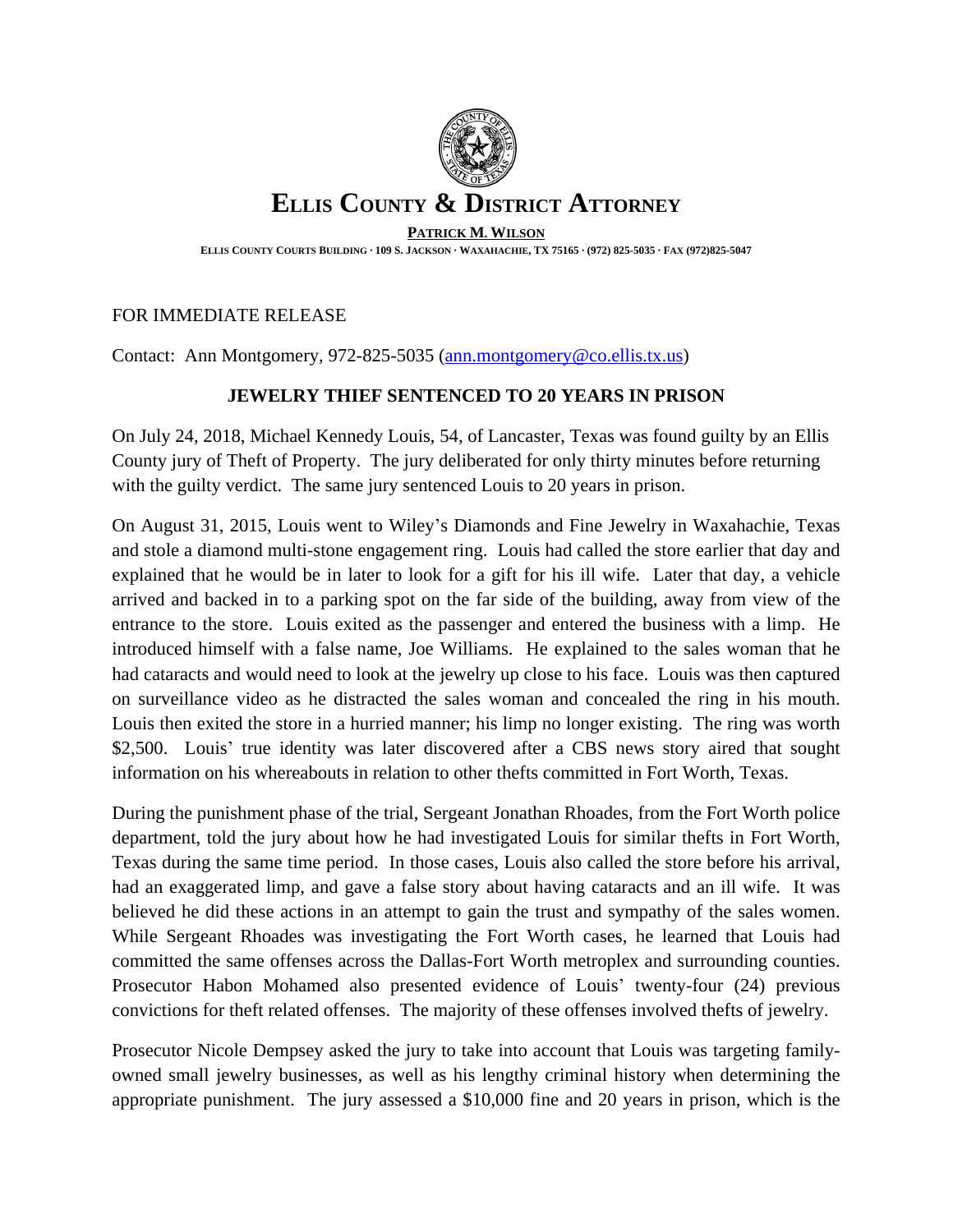# ELLIS COUNTY & DISTRICT ATTORNEY

**PATRICK M. WILSON**

ELLIS COUNTY COURTS BUILDING · 109 S. JACKSON · WAXAHACHIE, TX 75165 · (972) 825-5035 · FAX (972)825-5047

FOR IMMEDIATE RELEASE

Contact: Ann Montgomery, 972-825-5035 (ann.montgomery@co.ellis.tx.us)

**JEWELRY THIEF SENTENCED TO 20 YEARS IN PRISON**

On July 24, 2018, Michael Kennedy Louis, 54, of Lancaster, Texas was found guilty by an Ellis County jury of Theft of Property. The jury deliberated for only thirty minutes before returning with the guilty verdict. The same jury sentenced Louis to 20 years in prison.

On August 31, 2015, Louis went to Wiley's Diamonds and Fine Jewelry in Waxahachie, Texas and stole a diamond multi-stone engagement ring. Louis had called the store earlier that day and explained that he would be in later to look for a gift for his ill wife. Later that day, a vehicle arrived and backed in to a parking spot on the far side of the building, away from view of the entrance to the store. Louis exited as the passenger and entered the business with a limp. He introduced himself with a false name, Joe Williams. He explained to the sales woman that he had cataracts and would need to look at the jewelry up close to his face. Louis was then captured on surveillance video as he distracted the sales woman and concealed the ring in his mouth. Louis then exited the store in a hurried manner; his limp no longer existing. The ring was worth $2,500. Louis' true identity was later discovered after a CBS news story aired that sought information on his whereabouts in relation to other thefts committed in Fort Worth, Texas.

During the punishment phase of the trial, Sergeant Jonathan Rhoades, from the Fort Worth police department, told the jury about how he had investigated Louis for similar thefts in Fort Worth, Texas during the same time period. In those cases, Louis also called the store before his arrival, had an exaggerated limp, and gave a false story about having cataracts and an ill wife. It was believed he did these actions in an attempt to gain the trust and sympathy of the sales women. While Sergeant Rhoades was investigating the Fort Worth cases, he learned that Louis had committed the same offenses across the Dallas-Fort Worth metroplex and surrounding counties. Prosecutor Habon Mohamed also presented evidence of Louis' twenty-four (24) previous convictions for theft related offenses. The majority of these offenses involved thefts of jewelry.

Prosecutor Nicole Dempsey asked the jury to take into account that Louis was targeting family-owned small jewelry businesses, as well as his lengthy criminal history when determining the appropriate punishment. The jury assessed a $10,000 fine and 20 years in prison, which is the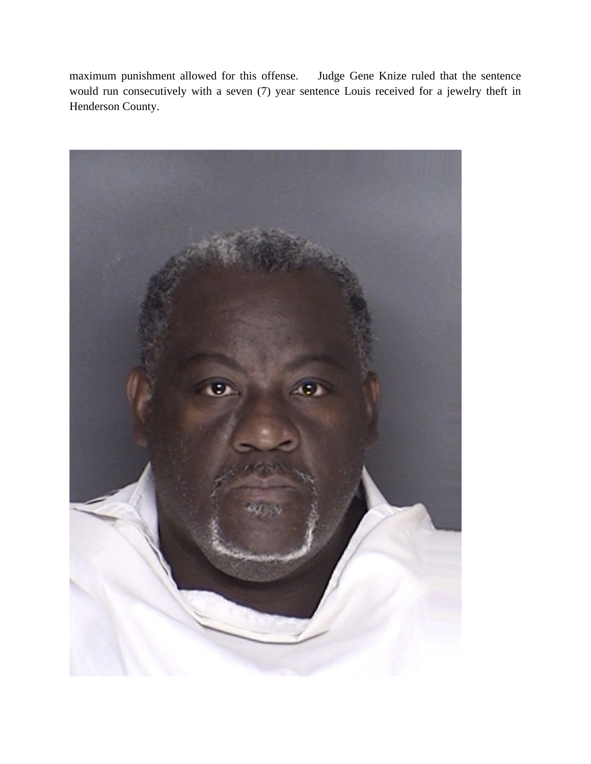maximum punishment allowed for this offense. Judge Gene Knize ruled that the sentence would run consecutively with a seven (7) year sentence Louis received for a jewelry theft in Henderson County.